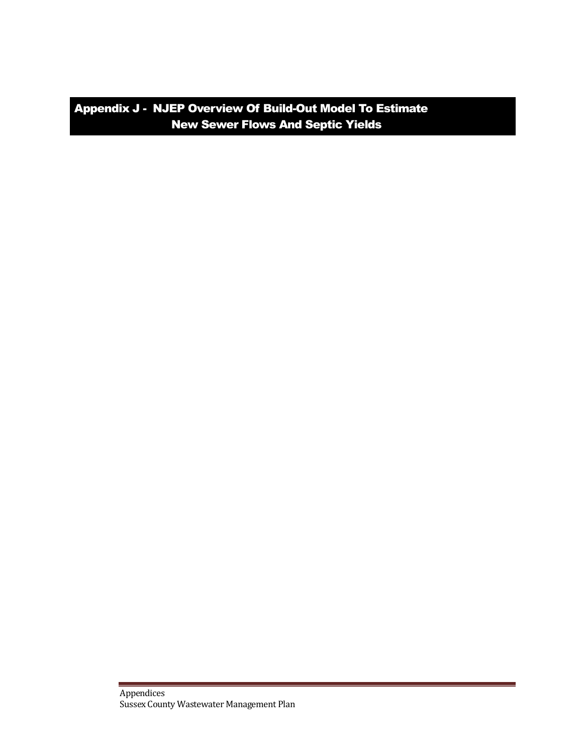# Appendix J - NJEP Overview Of Build-Out Model To Estimate New Sewer Flows And Septic Yields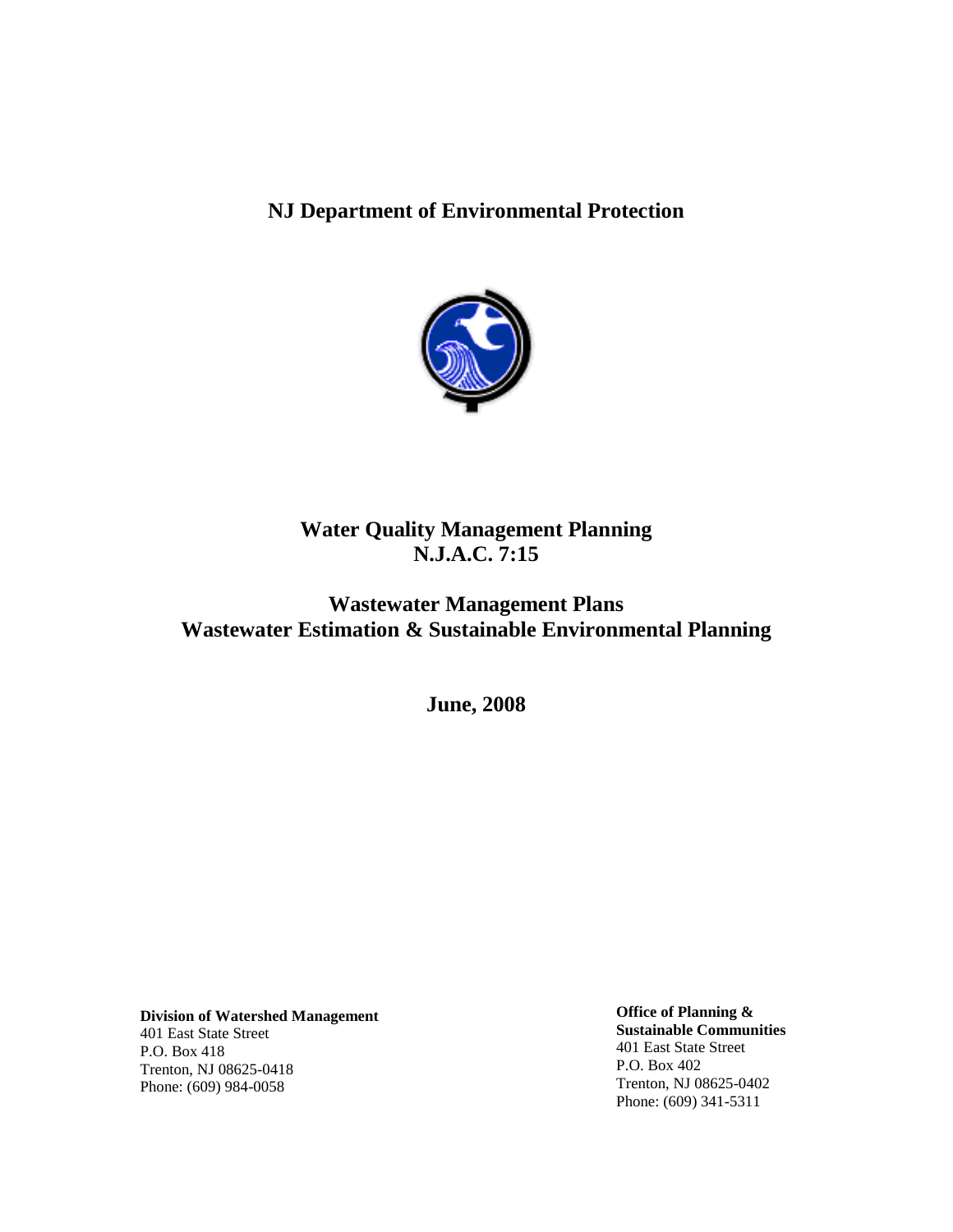# NJ Department of Environmental Protection

## Water Quality Management Planning
## N.J.A.C. 7:15

## Wastewater Management Plans
## Wastewater Estimation & Sustainable Environmental Planning

**June, 2008**

**Division of Watershed Management**
401 East State Street
P.O. Box 418
Trenton, NJ 08625-0418
Phone: (609) 984-0058

**Office of Planning & Sustainable Communities**
401 East State Street
P.O. Box 402
Trenton, NJ 08625-0402
Phone: (609) 341-5311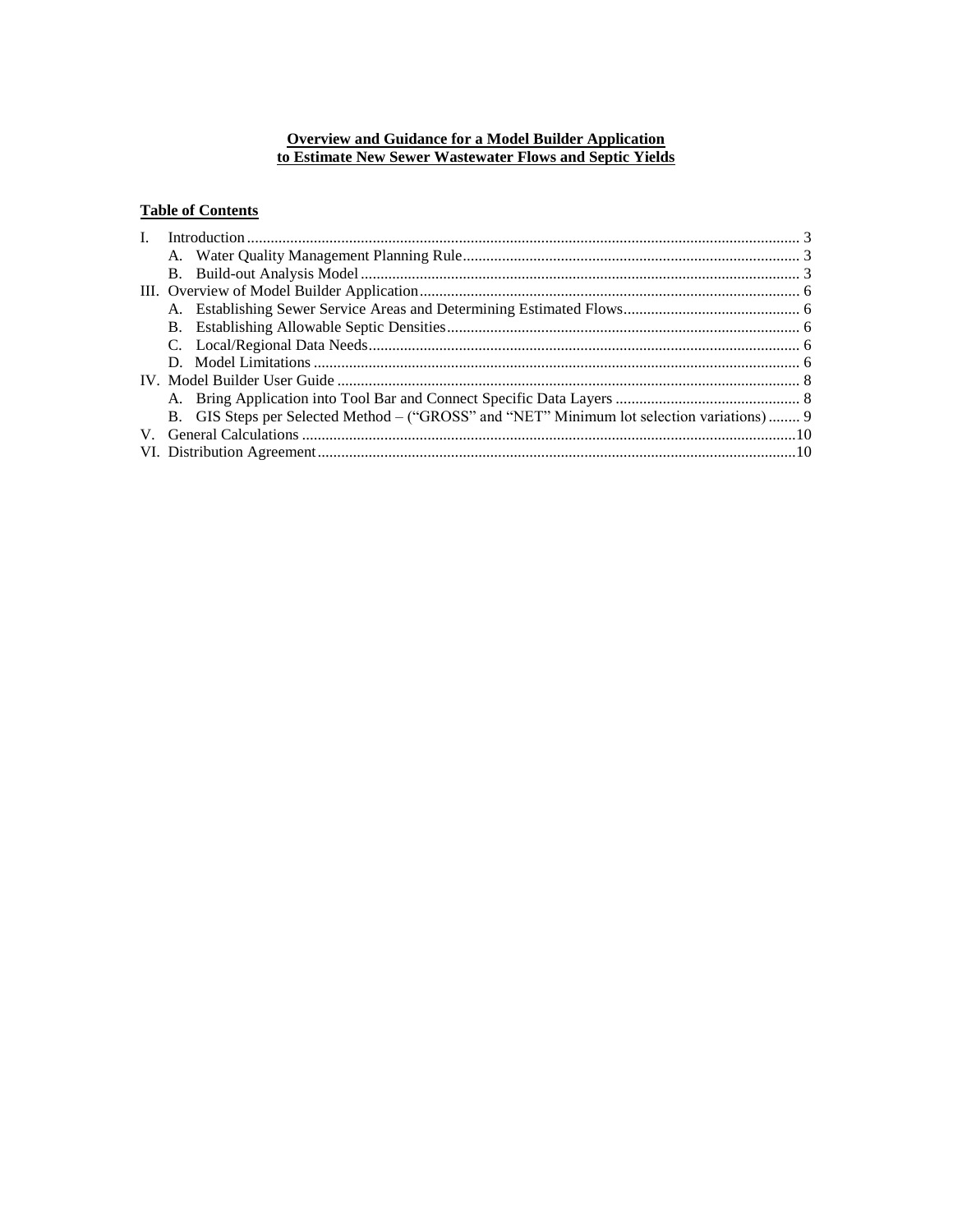**Overview and Guidance for a Model Builder Application**
**to Estimate New Sewer Wastewater Flows and Septic Yields**

**Table of Contents**

I. Introduction ... 3
  A. Water Quality Management Planning Rule ... 3
  B. Build-out Analysis Model ... 3
III. Overview of Model Builder Application ... 6
  A. Establishing Sewer Service Areas and Determining Estimated Flows ... 6
  B. Establishing Allowable Septic Densities ... 6
  C. Local/Regional Data Needs ... 6
  D. Model Limitations ... 6
IV. Model Builder User Guide ... 8
  A. Bring Application into Tool Bar and Connect Specific Data Layers ... 8
  B. GIS Steps per Selected Method – ("GROSS" and "NET" Minimum lot selection variations) ... 9
V. General Calculations ... 10
VI. Distribution Agreement ... 10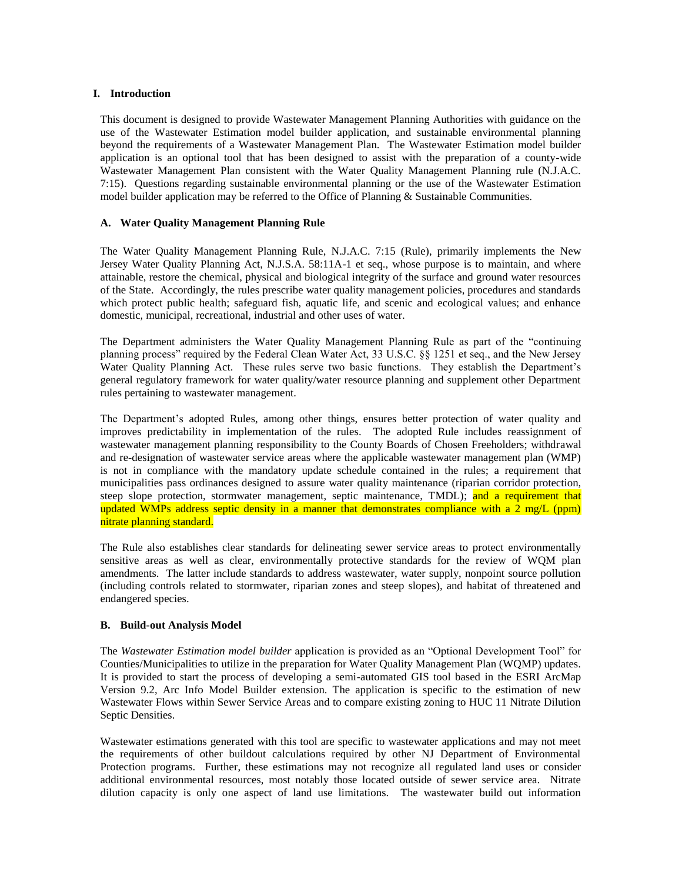## I. Introduction

This document is designed to provide Wastewater Management Planning Authorities with guidance on the use of the Wastewater Estimation model builder application, and sustainable environmental planning beyond the requirements of a Wastewater Management Plan. The Wastewater Estimation model builder application is an optional tool that has been designed to assist with the preparation of a county-wide Wastewater Management Plan consistent with the Water Quality Management Planning rule (N.J.A.C. 7:15). Questions regarding sustainable environmental planning or the use of the Wastewater Estimation model builder application may be referred to the Office of Planning & Sustainable Communities.

### A. Water Quality Management Planning Rule

The Water Quality Management Planning Rule, N.J.A.C. 7:15 (Rule), primarily implements the New Jersey Water Quality Planning Act, N.J.S.A. 58:11A-1 et seq., whose purpose is to maintain, and where attainable, restore the chemical, physical and biological integrity of the surface and ground water resources of the State. Accordingly, the rules prescribe water quality management policies, procedures and standards which protect public health; safeguard fish, aquatic life, and scenic and ecological values; and enhance domestic, municipal, recreational, industrial and other uses of water.

The Department administers the Water Quality Management Planning Rule as part of the "continuing planning process" required by the Federal Clean Water Act, 33 U.S.C. §§ 1251 et seq., and the New Jersey Water Quality Planning Act. These rules serve two basic functions. They establish the Department's general regulatory framework for water quality/water resource planning and supplement other Department rules pertaining to wastewater management.

The Department's adopted Rules, among other things, ensures better protection of water quality and improves predictability in implementation of the rules. The adopted Rule includes reassignment of wastewater management planning responsibility to the County Boards of Chosen Freeholders; withdrawal and re-designation of wastewater service areas where the applicable wastewater management plan (WMP) is not in compliance with the mandatory update schedule contained in the rules; a requirement that municipalities pass ordinances designed to assure water quality maintenance (riparian corridor protection, steep slope protection, stormwater management, septic maintenance, TMDL); and a requirement that updated WMPs address septic density in a manner that demonstrates compliance with a 2 mg/L (ppm) nitrate planning standard.

The Rule also establishes clear standards for delineating sewer service areas to protect environmentally sensitive areas as well as clear, environmentally protective standards for the review of WQM plan amendments. The latter include standards to address wastewater, water supply, nonpoint source pollution (including controls related to stormwater, riparian zones and steep slopes), and habitat of threatened and endangered species.

### B. Build-out Analysis Model

The *Wastewater Estimation model builder* application is provided as an "Optional Development Tool" for Counties/Municipalities to utilize in the preparation for Water Quality Management Plan (WQMP) updates. It is provided to start the process of developing a semi-automated GIS tool based in the ESRI ArcMap Version 9.2, Arc Info Model Builder extension. The application is specific to the estimation of new Wastewater Flows within Sewer Service Areas and to compare existing zoning to HUC 11 Nitrate Dilution Septic Densities.

Wastewater estimations generated with this tool are specific to wastewater applications and may not meet the requirements of other buildout calculations required by other NJ Department of Environmental Protection programs. Further, these estimations may not recognize all regulated land uses or consider additional environmental resources, most notably those located outside of sewer service area. Nitrate dilution capacity is only one aspect of land use limitations. The wastewater build out information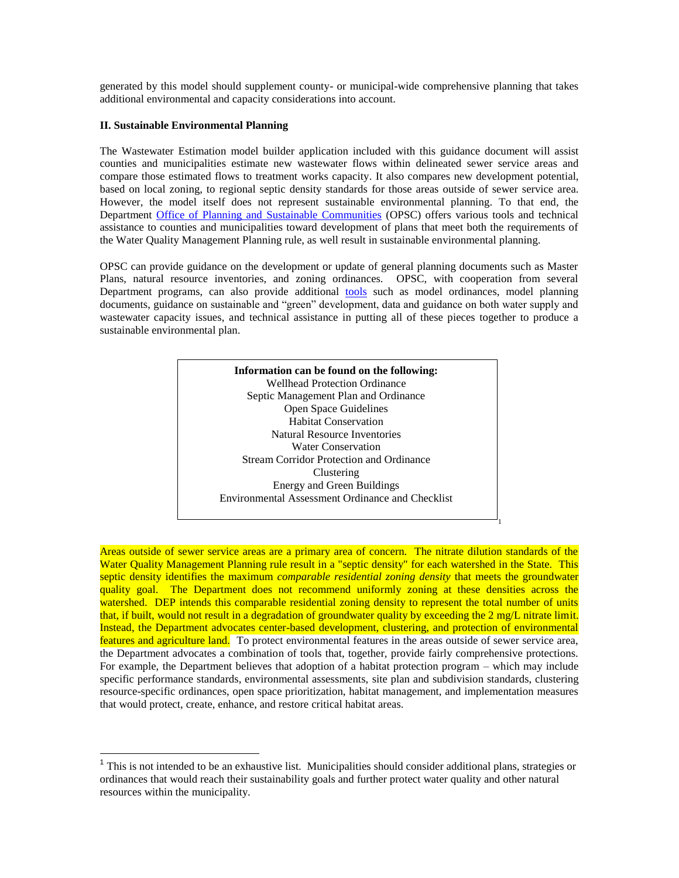generated by this model should supplement county- or municipal-wide comprehensive planning that takes additional environmental and capacity considerations into account.

## II. Sustainable Environmental Planning

The Wastewater Estimation model builder application included with this guidance document will assist counties and municipalities estimate new wastewater flows within delineated sewer service areas and compare those estimated flows to treatment works capacity. It also compares new development potential, based on local zoning, to regional septic density standards for those areas outside of sewer service area. However, the model itself does not represent sustainable environmental planning. To that end, the Department Office of Planning and Sustainable Communities (OPSC) offers various tools and technical assistance to counties and municipalities toward development of plans that meet both the requirements of the Water Quality Management Planning rule, as well result in sustainable environmental planning.

OPSC can provide guidance on the development or update of general planning documents such as Master Plans, natural resource inventories, and zoning ordinances. OPSC, with cooperation from several Department programs, can also provide additional tools such as model ordinances, model planning documents, guidance on sustainable and "green" development, data and guidance on both water supply and wastewater capacity issues, and technical assistance in putting all of these pieces together to produce a sustainable environmental plan.

**Information can be found on the following:**
Wellhead Protection Ordinance
Septic Management Plan and Ordinance
Open Space Guidelines
Habitat Conservation
Natural Resource Inventories
Water Conservation
Stream Corridor Protection and Ordinance
Clustering
Energy and Green Buildings
Environmental Assessment Ordinance and Checklist[1]

Areas outside of sewer service areas are a primary area of concern. The nitrate dilution standards of the Water Quality Management Planning rule result in a "septic density" for each watershed in the State. This septic density identifies the maximum *comparable residential zoning density* that meets the groundwater quality goal. The Department does not recommend uniformly zoning at these densities across the watershed. DEP intends this comparable residential zoning density to represent the total number of units that, if built, would not result in a degradation of groundwater quality by exceeding the 2 mg/L nitrate limit. Instead, the Department advocates center-based development, clustering, and protection of environmental features and agriculture land. To protect environmental features in the areas outside of sewer service area, the Department advocates a combination of tools that, together, provide fairly comprehensive protections. For example, the Department believes that adoption of a habitat protection program – which may include specific performance standards, environmental assessments, site plan and subdivision standards, clustering resource-specific ordinances, open space prioritization, habitat management, and implementation measures that would protect, create, enhance, and restore critical habitat areas.

[1] This is not intended to be an exhaustive list. Municipalities should consider additional plans, strategies or ordinances that would reach their sustainability goals and further protect water quality and other natural resources within the municipality.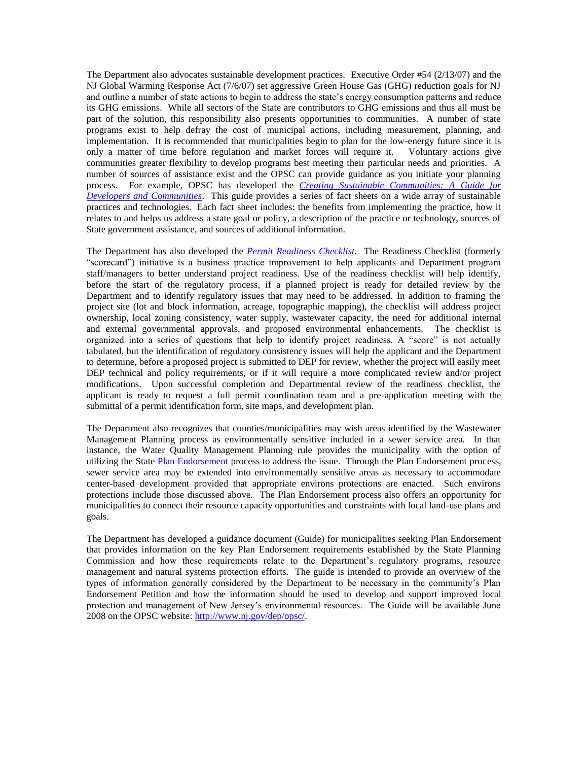The Department also advocates sustainable development practices. Executive Order #54 (2/13/07) and the NJ Global Warming Response Act (7/6/07) set aggressive Green House Gas (GHG) reduction goals for NJ and outline a number of state actions to begin to address the state's energy consumption patterns and reduce its GHG emissions. While all sectors of the State are contributors to GHG emissions and thus all must be part of the solution, this responsibility also presents opportunities to communities. A number of state programs exist to help defray the cost of municipal actions, including measurement, planning, and implementation. It is recommended that municipalities begin to plan for the low-energy future since it is only a matter of time before regulation and market forces will require it. Voluntary actions give communities greater flexibility to develop programs best meeting their particular needs and priorities. A number of sources of assistance exist and the OPSC can provide guidance as you initiate your planning process. For example, OPSC has developed the *Creating Sustainable Communities: A Guide for Developers and Communities*. This guide provides a series of fact sheets on a wide array of sustainable practices and technologies. Each fact sheet includes: the benefits from implementing the practice, how it relates to and helps us address a state goal or policy, a description of the practice or technology, sources of State government assistance, and sources of additional information.

The Department has also developed the *Permit Readiness Checklist*. The Readiness Checklist (formerly "scorecard") initiative is a business practice improvement to help applicants and Department program staff/managers to better understand project readiness. Use of the readiness checklist will help identify, before the start of the regulatory process, if a planned project is ready for detailed review by the Department and to identify regulatory issues that may need to be addressed. In addition to framing the project site (lot and block information, acreage, topographic mapping), the checklist will address project ownership, local zoning consistency, water supply, wastewater capacity, the need for additional internal and external governmental approvals, and proposed environmental enhancements. The checklist is organized into a series of questions that help to identify project readiness. A "score" is not actually tabulated, but the identification of regulatory consistency issues will help the applicant and the Department to determine, before a proposed project is submitted to DEP for review, whether the project will easily meet DEP technical and policy requirements, or if it will require a more complicated review and/or project modifications. Upon successful completion and Departmental review of the readiness checklist, the applicant is ready to request a full permit coordination team and a pre-application meeting with the submittal of a permit identification form, site maps, and development plan.

The Department also recognizes that counties/municipalities may wish areas identified by the Wastewater Management Planning process as environmentally sensitive included in a sewer service area. In that instance, the Water Quality Management Planning rule provides the municipality with the option of utilizing the State Plan Endorsement process to address the issue. Through the Plan Endorsement process, sewer service area may be extended into environmentally sensitive areas as necessary to accommodate center-based development provided that appropriate environs protections are enacted. Such environs protections include those discussed above. The Plan Endorsement process also offers an opportunity for municipalities to connect their resource capacity opportunities and constraints with local land-use plans and goals.

The Department has developed a guidance document (Guide) for municipalities seeking Plan Endorsement that provides information on the key Plan Endorsement requirements established by the State Planning Commission and how these requirements relate to the Department's regulatory programs, resource management and natural systems protection efforts. The guide is intended to provide an overview of the types of information generally considered by the Department to be necessary in the community's Plan Endorsement Petition and how the information should be used to develop and support improved local protection and management of New Jersey's environmental resources. The Guide will be available June 2008 on the OPSC website: http://www.nj.gov/dep/opsc/.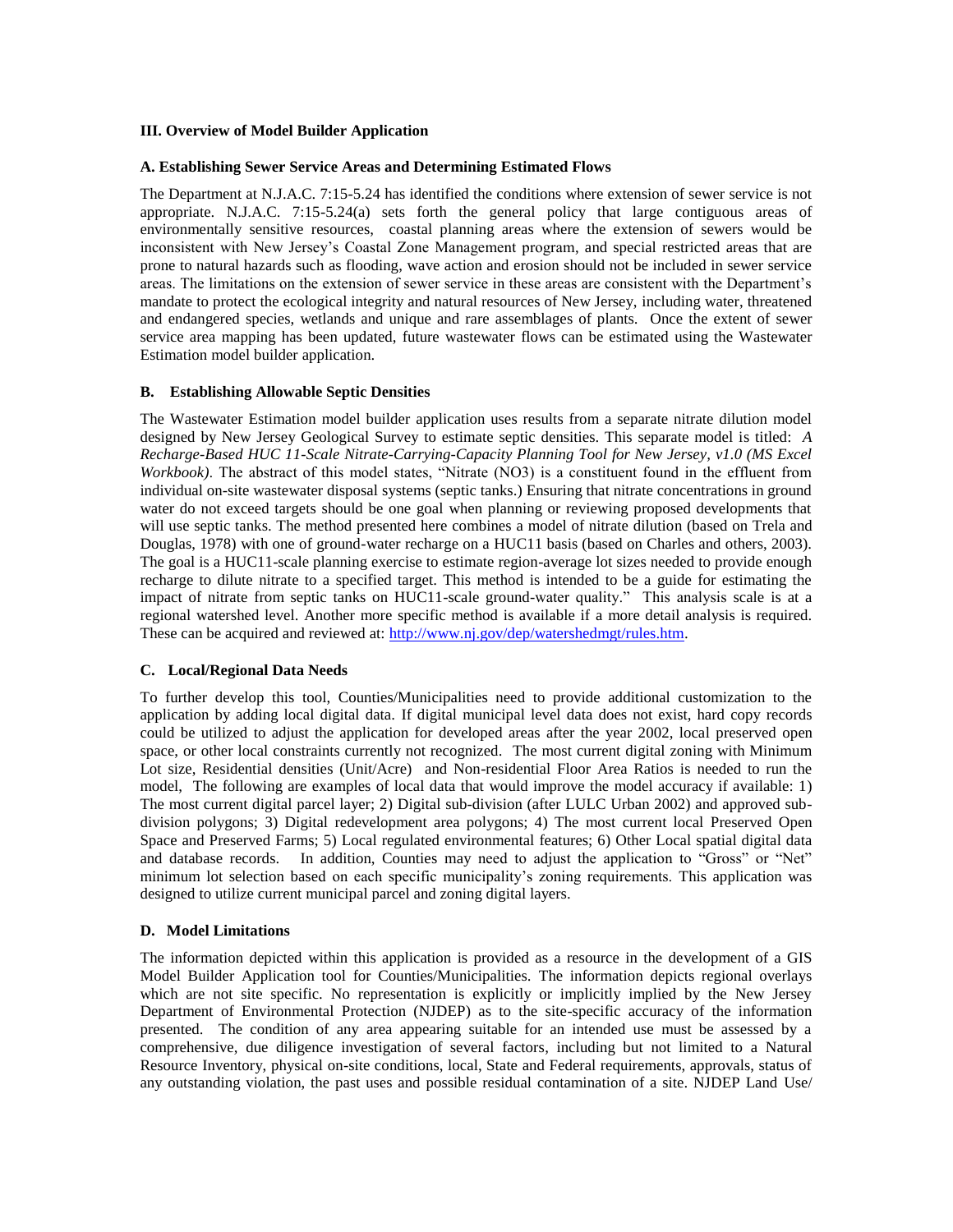## III. Overview of Model Builder Application

### A. Establishing Sewer Service Areas and Determining Estimated Flows

The Department at N.J.A.C. 7:15-5.24 has identified the conditions where extension of sewer service is not appropriate. N.J.A.C. 7:15-5.24(a) sets forth the general policy that large contiguous areas of environmentally sensitive resources, coastal planning areas where the extension of sewers would be inconsistent with New Jersey's Coastal Zone Management program, and special restricted areas that are prone to natural hazards such as flooding, wave action and erosion should not be included in sewer service areas. The limitations on the extension of sewer service in these areas are consistent with the Department's mandate to protect the ecological integrity and natural resources of New Jersey, including water, threatened and endangered species, wetlands and unique and rare assemblages of plants. Once the extent of sewer service area mapping has been updated, future wastewater flows can be estimated using the Wastewater Estimation model builder application.

### B. Establishing Allowable Septic Densities

The Wastewater Estimation model builder application uses results from a separate nitrate dilution model designed by New Jersey Geological Survey to estimate septic densities. This separate model is titled: *A Recharge-Based HUC 11-Scale Nitrate-Carrying-Capacity Planning Tool for New Jersey, v1.0 (MS Excel Workbook)*. The abstract of this model states, "Nitrate (NO3) is a constituent found in the effluent from individual on-site wastewater disposal systems (septic tanks.) Ensuring that nitrate concentrations in ground water do not exceed targets should be one goal when planning or reviewing proposed developments that will use septic tanks. The method presented here combines a model of nitrate dilution (based on Trela and Douglas, 1978) with one of ground-water recharge on a HUC11 basis (based on Charles and others, 2003). The goal is a HUC11-scale planning exercise to estimate region-average lot sizes needed to provide enough recharge to dilute nitrate to a specified target. This method is intended to be a guide for estimating the impact of nitrate from septic tanks on HUC11-scale ground-water quality." This analysis scale is at a regional watershed level. Another more specific method is available if a more detail analysis is required. These can be acquired and reviewed at: http://www.nj.gov/dep/watershedmgt/rules.htm.

### C. Local/Regional Data Needs

To further develop this tool, Counties/Municipalities need to provide additional customization to the application by adding local digital data. If digital municipal level data does not exist, hard copy records could be utilized to adjust the application for developed areas after the year 2002, local preserved open space, or other local constraints currently not recognized. The most current digital zoning with Minimum Lot size, Residential densities (Unit/Acre) and Non-residential Floor Area Ratios is needed to run the model, The following are examples of local data that would improve the model accuracy if available: 1) The most current digital parcel layer; 2) Digital sub-division (after LULC Urban 2002) and approved sub-division polygons; 3) Digital redevelopment area polygons; 4) The most current local Preserved Open Space and Preserved Farms; 5) Local regulated environmental features; 6) Other Local spatial digital data and database records. In addition, Counties may need to adjust the application to "Gross" or "Net" minimum lot selection based on each specific municipality's zoning requirements. This application was designed to utilize current municipal parcel and zoning digital layers.

### D. Model Limitations

The information depicted within this application is provided as a resource in the development of a GIS Model Builder Application tool for Counties/Municipalities. The information depicts regional overlays which are not site specific. No representation is explicitly or implicitly implied by the New Jersey Department of Environmental Protection (NJDEP) as to the site-specific accuracy of the information presented. The condition of any area appearing suitable for an intended use must be assessed by a comprehensive, due diligence investigation of several factors, including but not limited to a Natural Resource Inventory, physical on-site conditions, local, State and Federal requirements, approvals, status of any outstanding violation, the past uses and possible residual contamination of a site. NJDEP Land Use/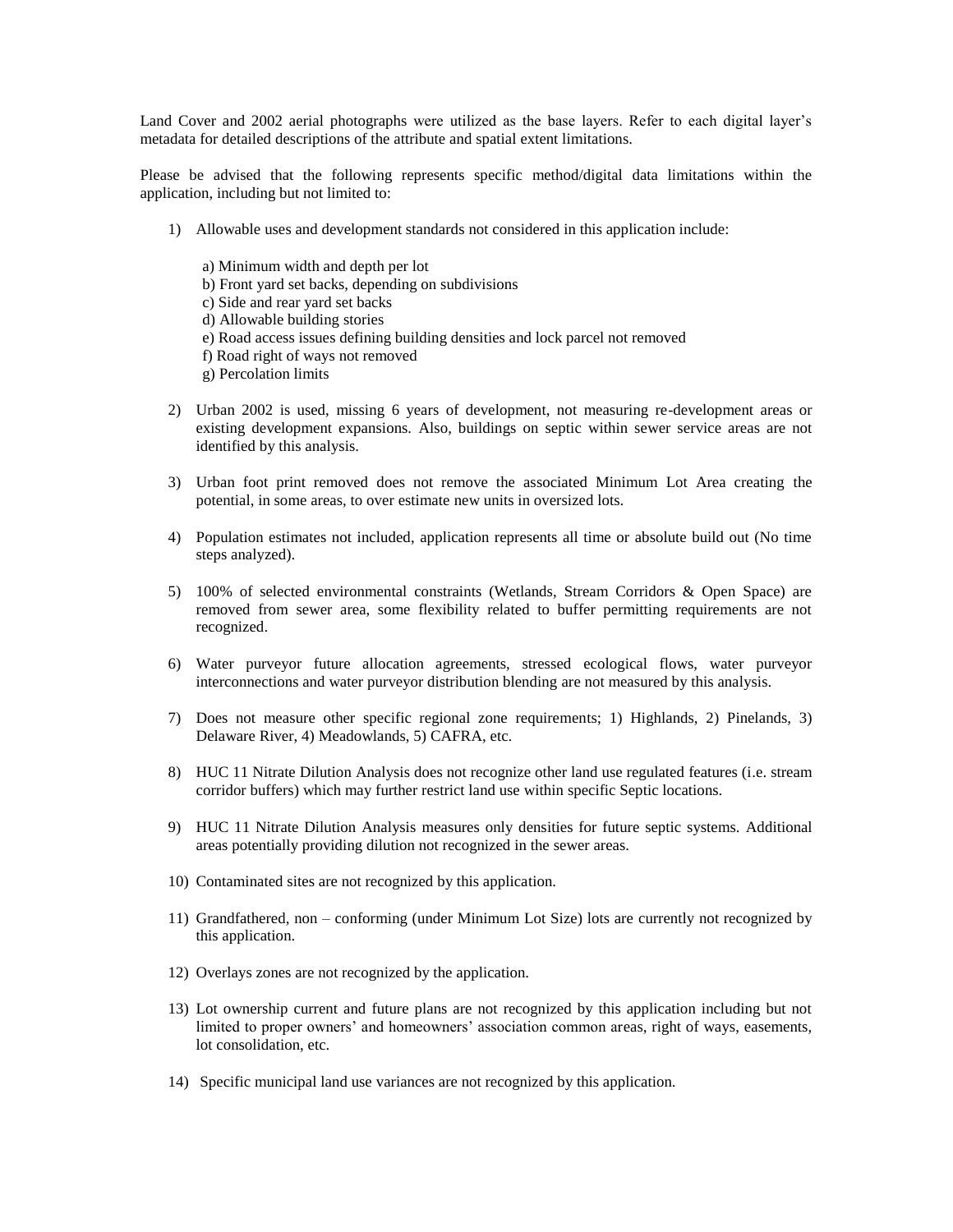Land Cover and 2002 aerial photographs were utilized as the base layers. Refer to each digital layer's metadata for detailed descriptions of the attribute and spatial extent limitations.

Please be advised that the following represents specific method/digital data limitations within the application, including but not limited to:

1) Allowable uses and development standards not considered in this application include:

   a) Minimum width and depth per lot
   b) Front yard set backs, depending on subdivisions
   c) Side and rear yard set backs
   d) Allowable building stories
   e) Road access issues defining building densities and lock parcel not removed
   f) Road right of ways not removed
   g) Percolation limits

2) Urban 2002 is used, missing 6 years of development, not measuring re-development areas or existing development expansions. Also, buildings on septic within sewer service areas are not identified by this analysis.

3) Urban foot print removed does not remove the associated Minimum Lot Area creating the potential, in some areas, to over estimate new units in oversized lots.

4) Population estimates not included, application represents all time or absolute build out (No time steps analyzed).

5) 100% of selected environmental constraints (Wetlands, Stream Corridors & Open Space) are removed from sewer area, some flexibility related to buffer permitting requirements are not recognized.

6) Water purveyor future allocation agreements, stressed ecological flows, water purveyor interconnections and water purveyor distribution blending are not measured by this analysis.

7) Does not measure other specific regional zone requirements; 1) Highlands, 2) Pinelands, 3) Delaware River, 4) Meadowlands, 5) CAFRA, etc.

8) HUC 11 Nitrate Dilution Analysis does not recognize other land use regulated features (i.e. stream corridor buffers) which may further restrict land use within specific Septic locations.

9) HUC 11 Nitrate Dilution Analysis measures only densities for future septic systems. Additional areas potentially providing dilution not recognized in the sewer areas.

10) Contaminated sites are not recognized by this application.

11) Grandfathered, non – conforming (under Minimum Lot Size) lots are currently not recognized by this application.

12) Overlays zones are not recognized by the application.

13) Lot ownership current and future plans are not recognized by this application including but not limited to proper owners' and homeowners' association common areas, right of ways, easements, lot consolidation, etc.

14) Specific municipal land use variances are not recognized by this application.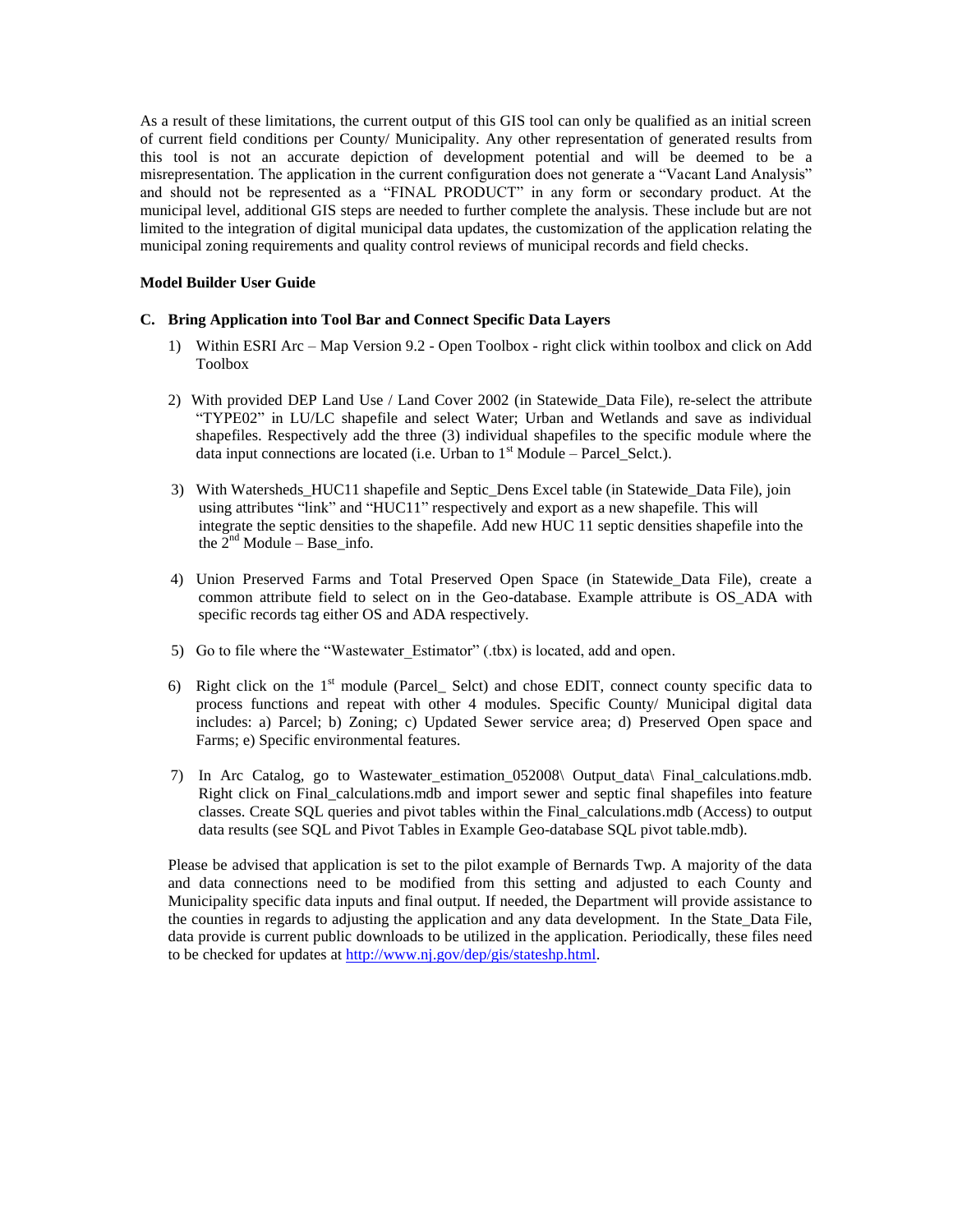As a result of these limitations, the current output of this GIS tool can only be qualified as an initial screen of current field conditions per County/ Municipality. Any other representation of generated results from this tool is not an accurate depiction of development potential and will be deemed to be a misrepresentation. The application in the current configuration does not generate a "Vacant Land Analysis" and should not be represented as a "FINAL PRODUCT" in any form or secondary product. At the municipal level, additional GIS steps are needed to further complete the analysis. These include but are not limited to the integration of digital municipal data updates, the customization of the application relating the municipal zoning requirements and quality control reviews of municipal records and field checks.

**Model Builder User Guide**

**C. Bring Application into Tool Bar and Connect Specific Data Layers**

1) Within ESRI Arc – Map Version 9.2 - Open Toolbox - right click within toolbox and click on Add Toolbox

2) With provided DEP Land Use / Land Cover 2002 (in Statewide_Data File), re-select the attribute "TYPE02" in LU/LC shapefile and select Water; Urban and Wetlands and save as individual shapefiles. Respectively add the three (3) individual shapefiles to the specific module where the data input connections are located (i.e. Urban to 1st Module – Parcel_Selct.).

3) With Watersheds_HUC11 shapefile and Septic_Dens Excel table (in Statewide_Data File), join using attributes "link" and "HUC11" respectively and export as a new shapefile. This will integrate the septic densities to the shapefile. Add new HUC 11 septic densities shapefile into the the 2nd Module – Base_info.

4) Union Preserved Farms and Total Preserved Open Space (in Statewide_Data File), create a common attribute field to select on in the Geo-database. Example attribute is OS_ADA with specific records tag either OS and ADA respectively.

5) Go to file where the "Wastewater_Estimator" (.tbx) is located, add and open.

6) Right click on the 1st module (Parcel_ Selct) and chose EDIT, connect county specific data to process functions and repeat with other 4 modules. Specific County/ Municipal digital data includes: a) Parcel; b) Zoning; c) Updated Sewer service area; d) Preserved Open space and Farms; e) Specific environmental features.

7) In Arc Catalog, go to Wastewater_estimation_052008\ Output_data\ Final_calculations.mdb. Right click on Final_calculations.mdb and import sewer and septic final shapefiles into feature classes. Create SQL queries and pivot tables within the Final_calculations.mdb (Access) to output data results (see SQL and Pivot Tables in Example Geo-database SQL pivot table.mdb).

Please be advised that application is set to the pilot example of Bernards Twp. A majority of the data and data connections need to be modified from this setting and adjusted to each County and Municipality specific data inputs and final output. If needed, the Department will provide assistance to the counties in regards to adjusting the application and any data development. In the State_Data File, data provide is current public downloads to be utilized in the application. Periodically, these files need to be checked for updates at http://www.nj.gov/dep/gis/stateshp.html.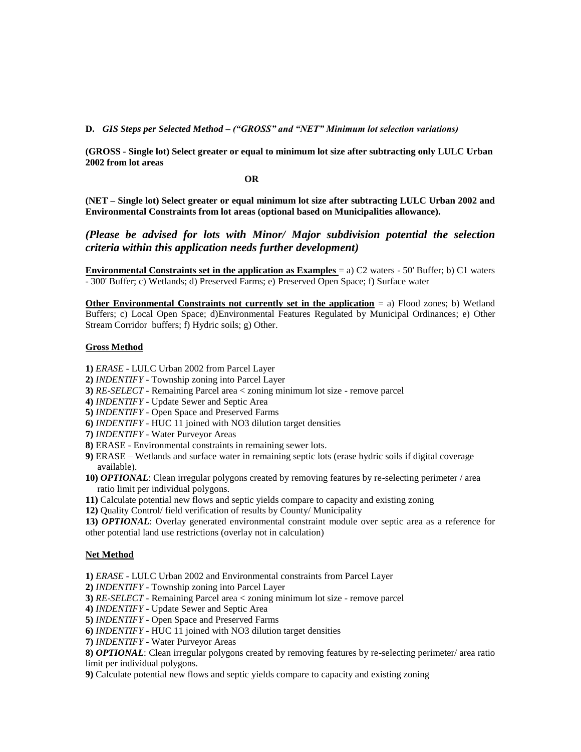**D.** ***GIS Steps per Selected Method – ("GROSS" and "NET" Minimum lot selection variations)***

**(GROSS - Single lot) Select greater or equal to minimum lot size after subtracting only LULC Urban 2002 from lot areas**

**OR**

**(NET – Single lot) Select greater or equal minimum lot size after subtracting LULC Urban 2002 and Environmental Constraints from lot areas (optional based on Municipalities allowance).**

***(Please be advised for lots with Minor/ Major subdivision potential the selection criteria within this application needs further development)***

**<u>Environmental Constraints set in the application as Examples</u>** = a) C2 waters - 50' Buffer; b) C1 waters - 300' Buffer; c) Wetlands; d) Preserved Farms; e) Preserved Open Space; f) Surface water

**<u>Other Environmental Constraints not currently set in the application</u>** = a) Flood zones; b) Wetland Buffers; c) Local Open Space; d)Environmental Features Regulated by Municipal Ordinances; e) Other Stream Corridor buffers; f) Hydric soils; g) Other.

**<u>Gross Method</u>**

**1)** *ERASE* - LULC Urban 2002 from Parcel Layer
**2)** *INDENTIFY* - Township zoning into Parcel Layer
**3)** *RE-SELECT* - Remaining Parcel area < zoning minimum lot size - remove parcel
**4)** *INDENTIFY* - Update Sewer and Septic Area
**5)** *INDENTIFY* - Open Space and Preserved Farms
**6)** *INDENTIFY* - HUC 11 joined with NO3 dilution target densities
**7)** *INDENTIFY* - Water Purveyor Areas
**8)** ERASE - Environmental constraints in remaining sewer lots.
**9)** ERASE – Wetlands and surface water in remaining septic lots (erase hydric soils if digital coverage available).
**10)** ***OPTIONAL***: Clean irregular polygons created by removing features by re-selecting perimeter / area ratio limit per individual polygons.
**11)** Calculate potential new flows and septic yields compare to capacity and existing zoning
**12)** Quality Control/ field verification of results by County/ Municipality
**13)** ***OPTIONAL***: Overlay generated environmental constraint module over septic area as a reference for other potential land use restrictions (overlay not in calculation)

**<u>Net Method</u>**

**1)** *ERASE* - LULC Urban 2002 and Environmental constraints from Parcel Layer
**2)** *INDENTIFY* - Township zoning into Parcel Layer
**3)** *RE-SELECT* - Remaining Parcel area < zoning minimum lot size - remove parcel
**4)** *INDENTIFY* - Update Sewer and Septic Area
**5)** *INDENTIFY* - Open Space and Preserved Farms
**6)** *INDENTIFY* - HUC 11 joined with NO3 dilution target densities
**7)** *INDENTIFY* - Water Purveyor Areas
**8)** ***OPTIONAL***: Clean irregular polygons created by removing features by re-selecting perimeter/ area ratio limit per individual polygons.
**9)** Calculate potential new flows and septic yields compare to capacity and existing zoning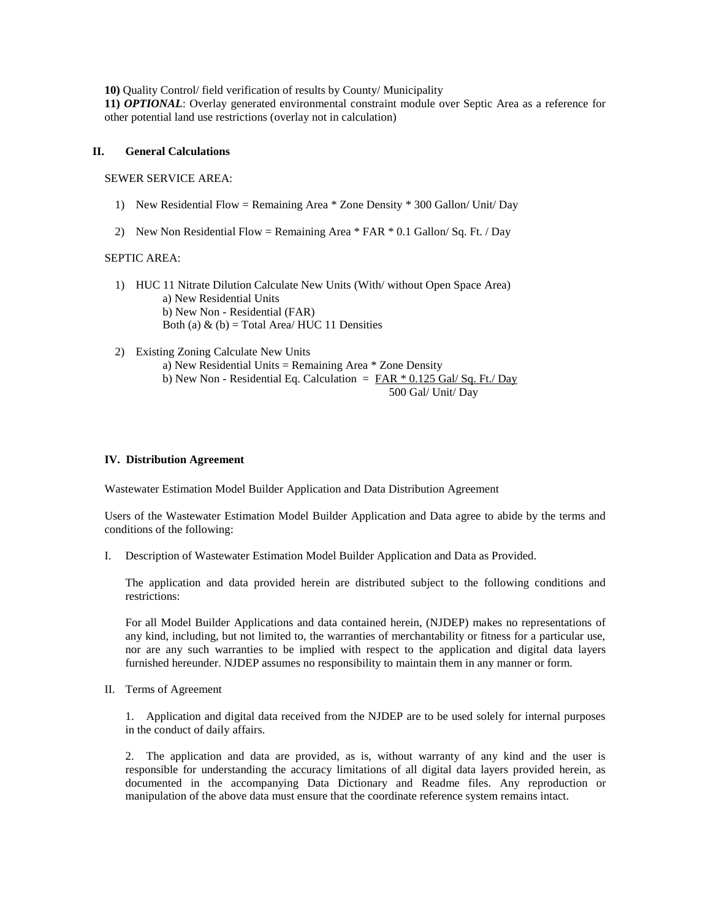**10)** Quality Control/ field verification of results by County/ Municipality

**11)** ***OPTIONAL***: Overlay generated environmental constraint module over Septic Area as a reference for other potential land use restrictions (overlay not in calculation)

## II. General Calculations

SEWER SERVICE AREA:

1) New Residential Flow = Remaining Area * Zone Density * 300 Gallon/ Unit/ Day

2) New Non Residential Flow = Remaining Area * FAR * 0.1 Gallon/ Sq. Ft. / Day

SEPTIC AREA:

1) HUC 11 Nitrate Dilution Calculate New Units (With/ without Open Space Area)
   a) New Residential Units
   b) New Non - Residential (FAR)
   Both (a) & (b) = Total Area/ HUC 11 Densities

2) Existing Zoning Calculate New Units
   a) New Residential Units = Remaining Area * Zone Density
   b) New Non - Residential Eq. Calculation = $\frac{\text{FAR} * 0.125 \text{ Gal/ Sq. Ft./ Day}}{500 \text{ Gal/ Unit/ Day}}$

## IV. Distribution Agreement

Wastewater Estimation Model Builder Application and Data Distribution Agreement

Users of the Wastewater Estimation Model Builder Application and Data agree to abide by the terms and conditions of the following:

I. Description of Wastewater Estimation Model Builder Application and Data as Provided.

The application and data provided herein are distributed subject to the following conditions and restrictions:

For all Model Builder Applications and data contained herein, (NJDEP) makes no representations of any kind, including, but not limited to, the warranties of merchantability or fitness for a particular use, nor are any such warranties to be implied with respect to the application and digital data layers furnished hereunder. NJDEP assumes no responsibility to maintain them in any manner or form.

II. Terms of Agreement

1. Application and digital data received from the NJDEP are to be used solely for internal purposes in the conduct of daily affairs.

2. The application and data are provided, as is, without warranty of any kind and the user is responsible for understanding the accuracy limitations of all digital data layers provided herein, as documented in the accompanying Data Dictionary and Readme files. Any reproduction or manipulation of the above data must ensure that the coordinate reference system remains intact.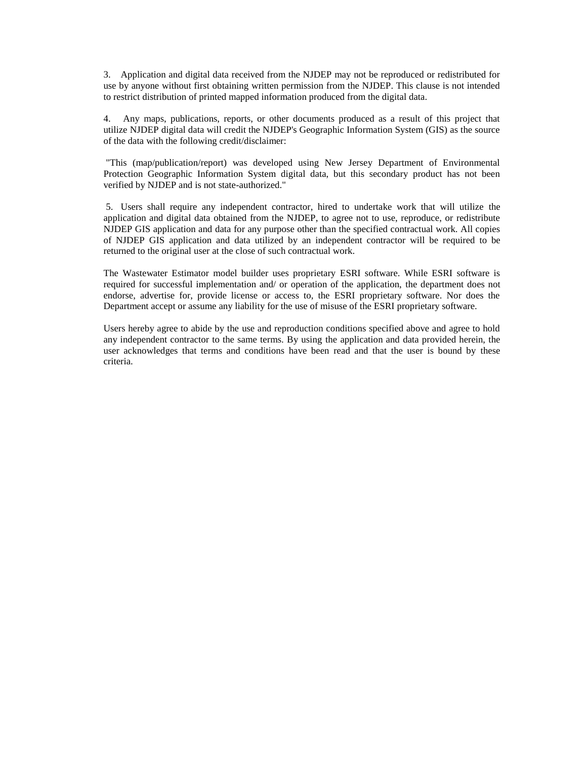3. Application and digital data received from the NJDEP may not be reproduced or redistributed for use by anyone without first obtaining written permission from the NJDEP. This clause is not intended to restrict distribution of printed mapped information produced from the digital data.

4. Any maps, publications, reports, or other documents produced as a result of this project that utilize NJDEP digital data will credit the NJDEP's Geographic Information System (GIS) as the source of the data with the following credit/disclaimer:

"This (map/publication/report) was developed using New Jersey Department of Environmental Protection Geographic Information System digital data, but this secondary product has not been verified by NJDEP and is not state-authorized."

5. Users shall require any independent contractor, hired to undertake work that will utilize the application and digital data obtained from the NJDEP, to agree not to use, reproduce, or redistribute NJDEP GIS application and data for any purpose other than the specified contractual work. All copies of NJDEP GIS application and data utilized by an independent contractor will be required to be returned to the original user at the close of such contractual work.

The Wastewater Estimator model builder uses proprietary ESRI software. While ESRI software is required for successful implementation and/ or operation of the application, the department does not endorse, advertise for, provide license or access to, the ESRI proprietary software. Nor does the Department accept or assume any liability for the use of misuse of the ESRI proprietary software.

Users hereby agree to abide by the use and reproduction conditions specified above and agree to hold any independent contractor to the same terms. By using the application and data provided herein, the user acknowledges that terms and conditions have been read and that the user is bound by these criteria.